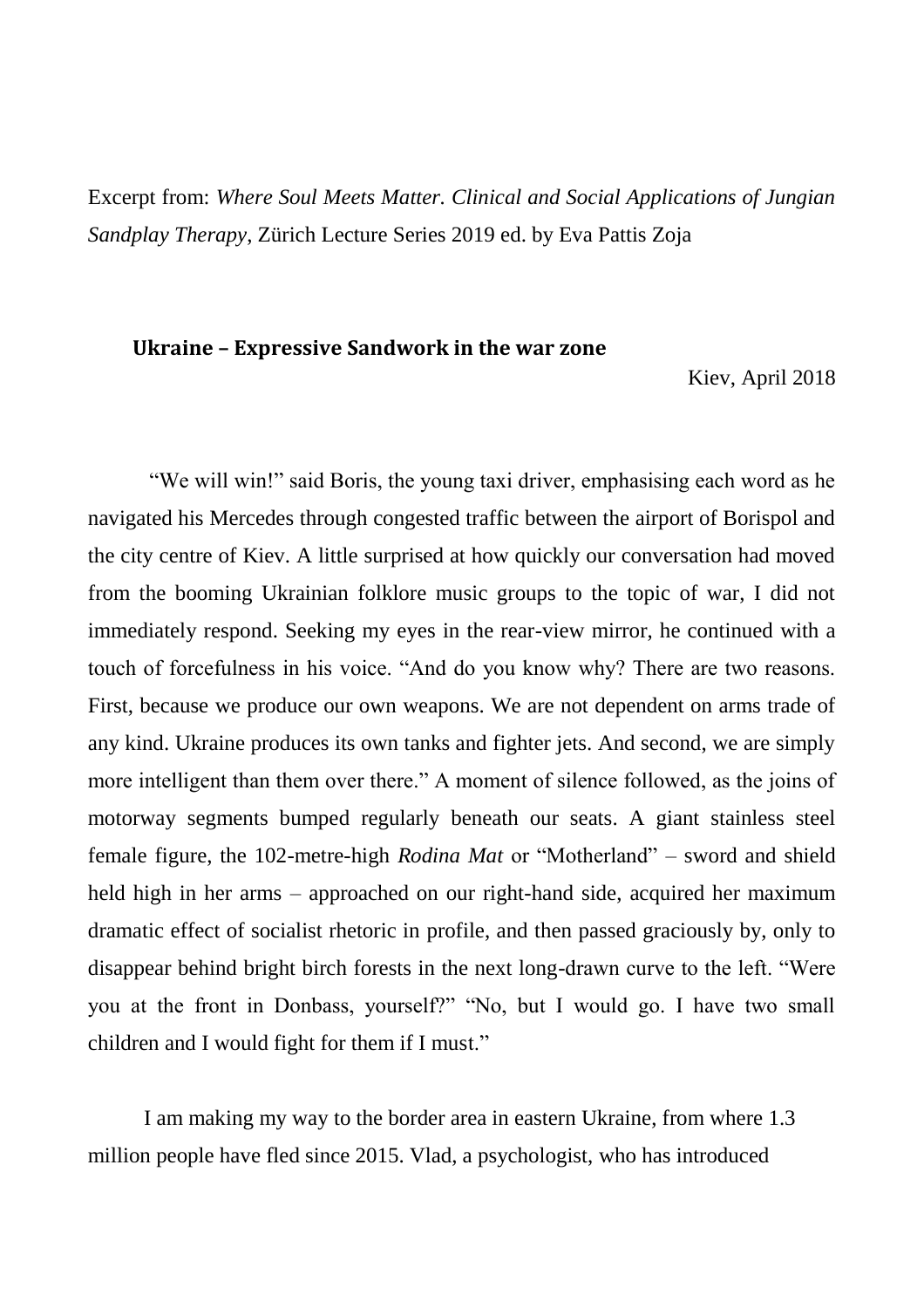Excerpt from: *Where Soul Meets Matter. Clinical and Social Applications of Jungian Sandplay Therapy*, Zürich Lecture Series 2019 ed. by Eva Pattis Zoja

## Ukraine – Expressive Sandwork in the war zone

Kiev, April 2018

"We will win!" said Boris, the young taxi driver, emphasising each word as he navigated his Mercedes through congested traffic between the airport of Borispol and the city centre of Kiev. A little surprised at how quickly our conversation had moved from the booming Ukrainian folklore music groups to the topic of war, I did not immediately respond. Seeking my eyes in the rear-view mirror, he continued with a touch of forcefulness in his voice. "And do you know why? There are two reasons. First, because we produce our own weapons. We are not dependent on arms trade of any kind. Ukraine produces its own tanks and fighter jets. And second, we are simply more intelligent than them over there." A moment of silence followed, as the joins of motorway segments bumped regularly beneath our seats. A giant stainless steel female figure, the 102-metre-high *Rodina Mat* or "Motherland" – sword and shield held high in her arms – approached on our right-hand side, acquired her maximum dramatic effect of socialist rhetoric in profile, and then passed graciously by, only to disappear behind bright birch forests in the next long-drawn curve to the left. "Were you at the front in Donbass, yourself?" "No, but I would go. I have two small children and I would fight for them if I must."

I am making my way to the border area in eastern Ukraine, from where 1.3 million people have fled since 2015. Vlad, a psychologist, who has introduced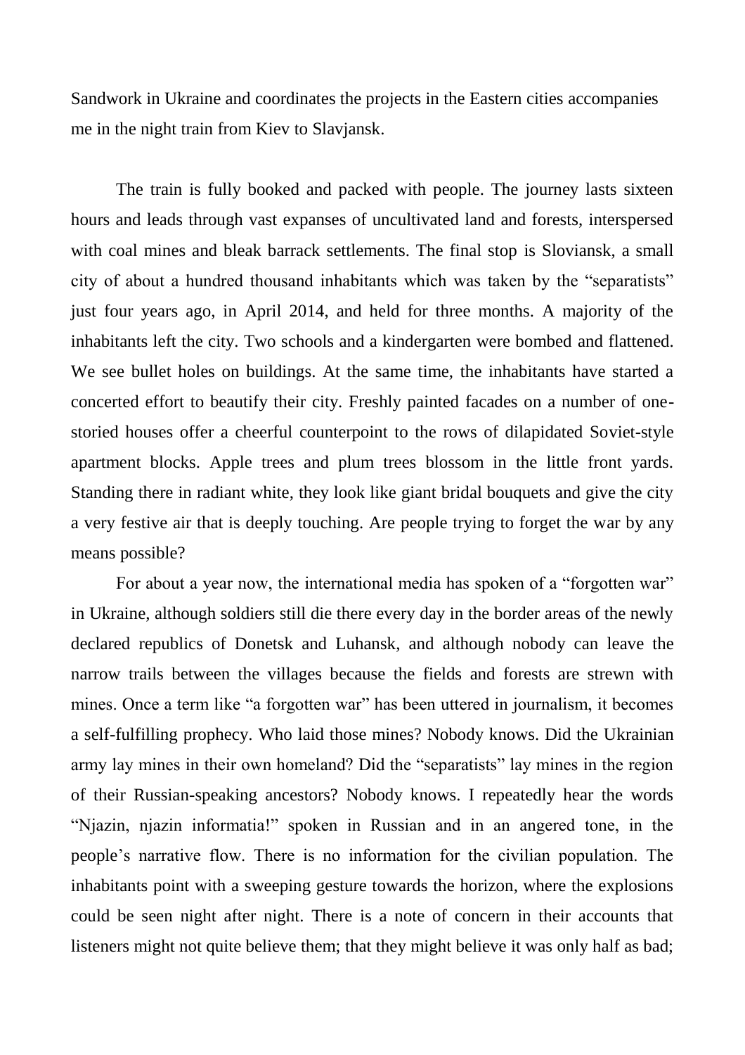Sandwork in Ukraine and coordinates the projects in the Eastern cities accompanies me in the night train from Kiev to Slavjansk.

The train is fully booked and packed with people. The journey lasts sixteen hours and leads through vast expanses of uncultivated land and forests, interspersed with coal mines and bleak barrack settlements. The final stop is Sloviansk, a small city of about a hundred thousand inhabitants which was taken by the "separatists" just four years ago, in April 2014, and held for three months. A majority of the inhabitants left the city. Two schools and a kindergarten were bombed and flattened. We see bullet holes on buildings. At the same time, the inhabitants have started a concerted effort to beautify their city. Freshly painted facades on a number of one-storied houses offer a cheerful counterpoint to the rows of dilapidated Soviet-style apartment blocks. Apple trees and plum trees blossom in the little front yards. Standing there in radiant white, they look like giant bridal bouquets and give the city a very festive air that is deeply touching. Are people trying to forget the war by any means possible?

For about a year now, the international media has spoken of a "forgotten war" in Ukraine, although soldiers still die there every day in the border areas of the newly declared republics of Donetsk and Luhansk, and although nobody can leave the narrow trails between the villages because the fields and forests are strewn with mines. Once a term like "a forgotten war" has been uttered in journalism, it becomes a self-fulfilling prophecy. Who laid those mines? Nobody knows. Did the Ukrainian army lay mines in their own homeland? Did the "separatists" lay mines in the region of their Russian-speaking ancestors? Nobody knows. I repeatedly hear the words "Njazin, njazin informatia!" spoken in Russian and in an angered tone, in the people's narrative flow. There is no information for the civilian population. The inhabitants point with a sweeping gesture towards the horizon, where the explosions could be seen night after night. There is a note of concern in their accounts that listeners might not quite believe them; that they might believe it was only half as bad;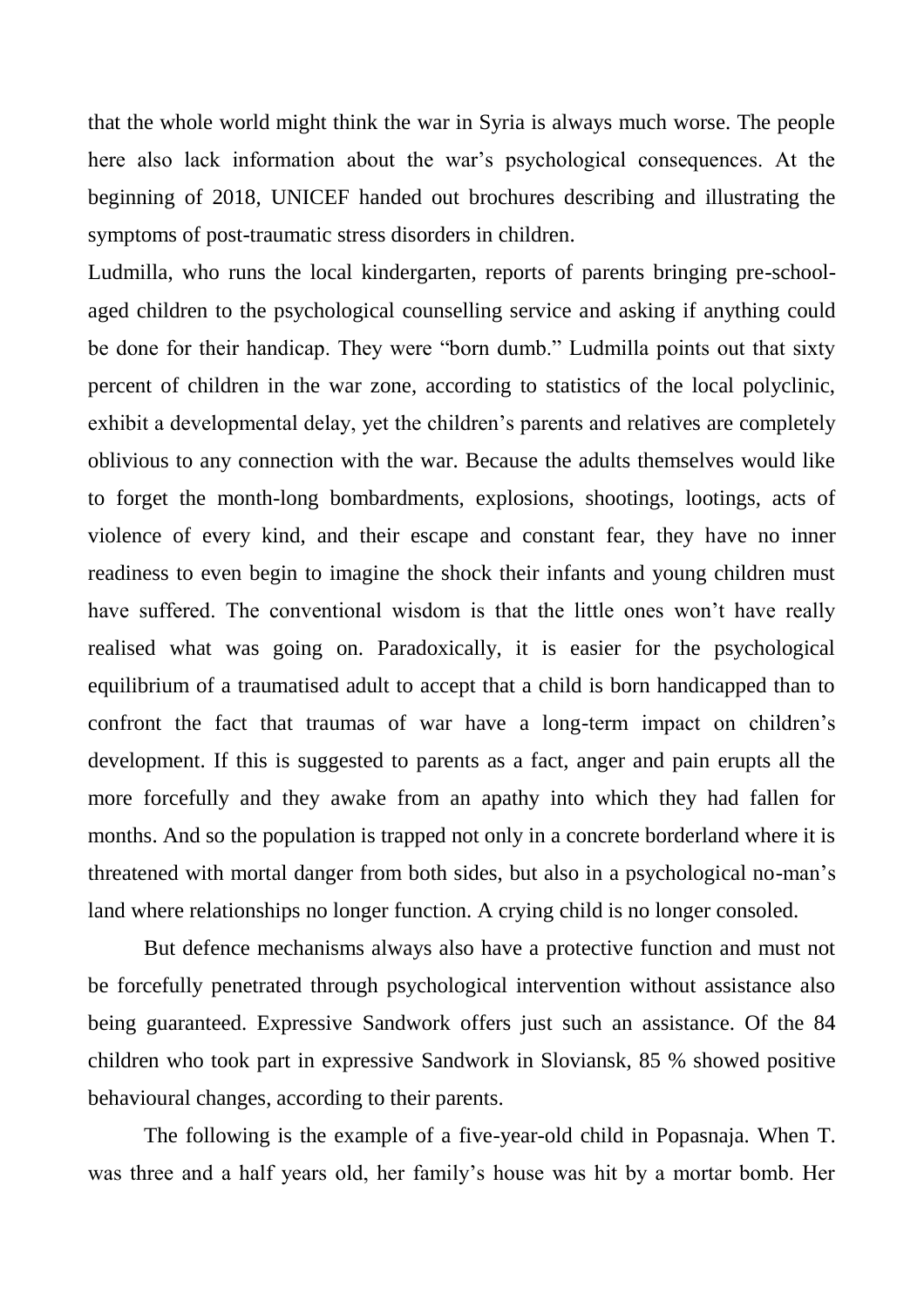that the whole world might think the war in Syria is always much worse. The people here also lack information about the war's psychological consequences. At the beginning of 2018, UNICEF handed out brochures describing and illustrating the symptoms of post-traumatic stress disorders in children.

Ludmilla, who runs the local kindergarten, reports of parents bringing pre-school-aged children to the psychological counselling service and asking if anything could be done for their handicap. They were "born dumb." Ludmilla points out that sixty percent of children in the war zone, according to statistics of the local polyclinic, exhibit a developmental delay, yet the children's parents and relatives are completely oblivious to any connection with the war. Because the adults themselves would like to forget the month-long bombardments, explosions, shootings, lootings, acts of violence of every kind, and their escape and constant fear, they have no inner readiness to even begin to imagine the shock their infants and young children must have suffered. The conventional wisdom is that the little ones won't have really realised what was going on. Paradoxically, it is easier for the psychological equilibrium of a traumatised adult to accept that a child is born handicapped than to confront the fact that traumas of war have a long-term impact on children's development. If this is suggested to parents as a fact, anger and pain erupts all the more forcefully and they awake from an apathy into which they had fallen for months. And so the population is trapped not only in a concrete borderland where it is threatened with mortal danger from both sides, but also in a psychological no-man's land where relationships no longer function. A crying child is no longer consoled.

But defence mechanisms always also have a protective function and must not be forcefully penetrated through psychological intervention without assistance also being guaranteed. Expressive Sandwork offers just such an assistance. Of the 84 children who took part in expressive Sandwork in Sloviansk, 85 % showed positive behavioural changes, according to their parents.

The following is the example of a five-year-old child in Popasnaja. When T. was three and a half years old, her family's house was hit by a mortar bomb. Her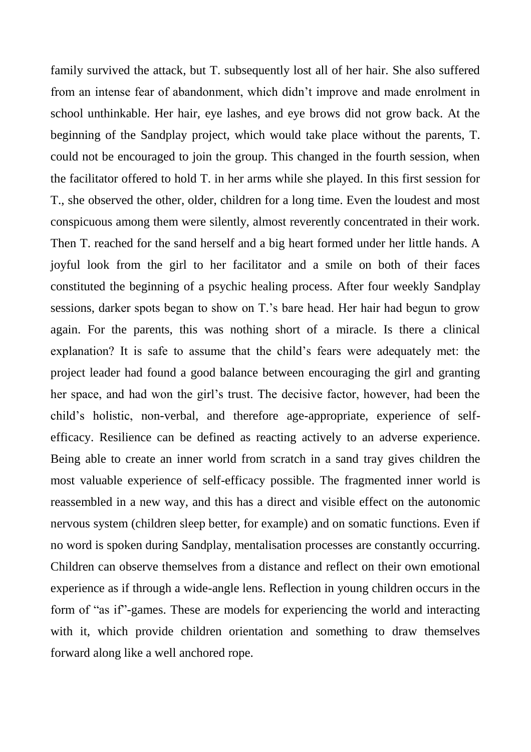family survived the attack, but T. subsequently lost all of her hair. She also suffered from an intense fear of abandonment, which didn't improve and made enrolment in school unthinkable. Her hair, eye lashes, and eye brows did not grow back. At the beginning of the Sandplay project, which would take place without the parents, T. could not be encouraged to join the group. This changed in the fourth session, when the facilitator offered to hold T. in her arms while she played. In this first session for T., she observed the other, older, children for a long time. Even the loudest and most conspicuous among them were silently, almost reverently concentrated in their work. Then T. reached for the sand herself and a big heart formed under her little hands. A joyful look from the girl to her facilitator and a smile on both of their faces constituted the beginning of a psychic healing process. After four weekly Sandplay sessions, darker spots began to show on T.'s bare head. Her hair had begun to grow again. For the parents, this was nothing short of a miracle. Is there a clinical explanation? It is safe to assume that the child's fears were adequately met: the project leader had found a good balance between encouraging the girl and granting her space, and had won the girl's trust. The decisive factor, however, had been the child's holistic, non-verbal, and therefore age-appropriate, experience of self-efficacy. Resilience can be defined as reacting actively to an adverse experience. Being able to create an inner world from scratch in a sand tray gives children the most valuable experience of self-efficacy possible. The fragmented inner world is reassembled in a new way, and this has a direct and visible effect on the autonomic nervous system (children sleep better, for example) and on somatic functions. Even if no word is spoken during Sandplay, mentalisation processes are constantly occurring. Children can observe themselves from a distance and reflect on their own emotional experience as if through a wide-angle lens. Reflection in young children occurs in the form of "as if"-games. These are models for experiencing the world and interacting with it, which provide children orientation and something to draw themselves forward along like a well anchored rope.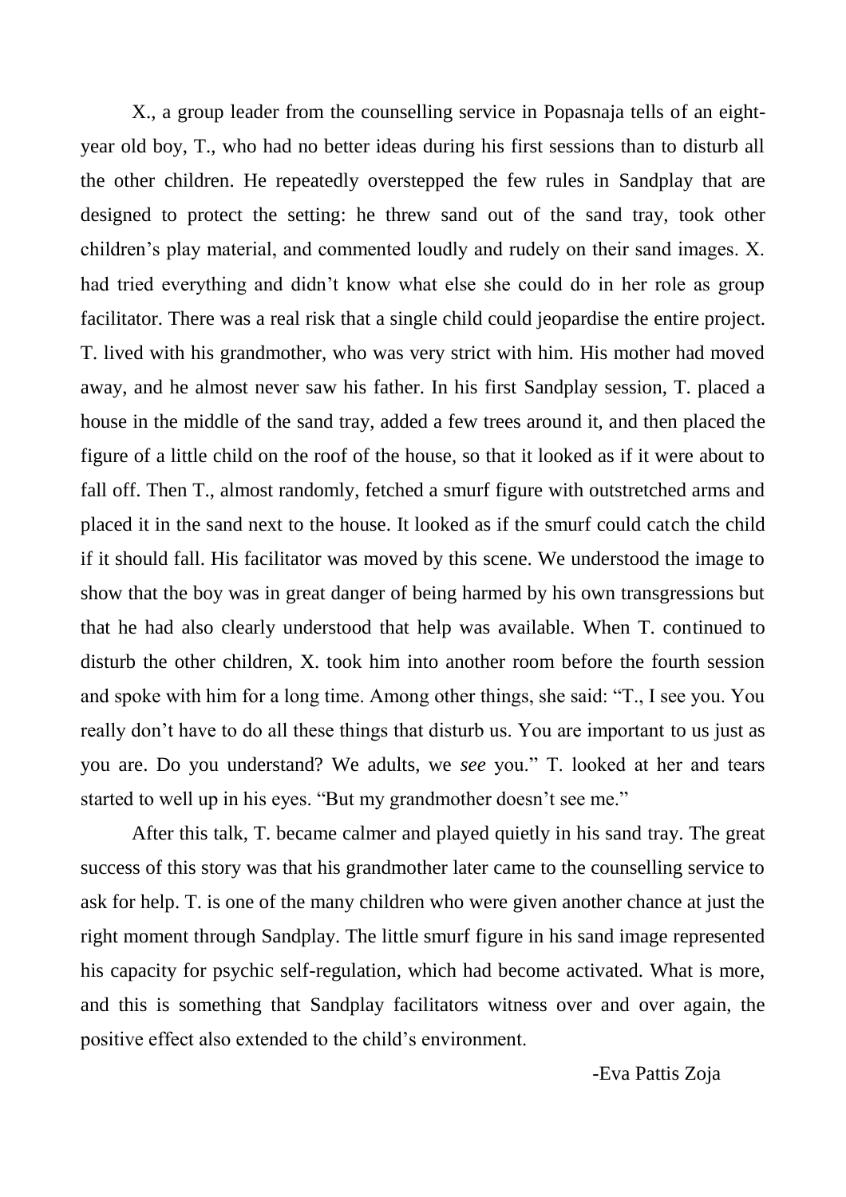X., a group leader from the counselling service in Popasnaja tells of an eight-year old boy, T., who had no better ideas during his first sessions than to disturb all the other children. He repeatedly overstepped the few rules in Sandplay that are designed to protect the setting: he threw sand out of the sand tray, took other children's play material, and commented loudly and rudely on their sand images. X. had tried everything and didn't know what else she could do in her role as group facilitator. There was a real risk that a single child could jeopardise the entire project. T. lived with his grandmother, who was very strict with him. His mother had moved away, and he almost never saw his father. In his first Sandplay session, T. placed a house in the middle of the sand tray, added a few trees around it, and then placed the figure of a little child on the roof of the house, so that it looked as if it were about to fall off. Then T., almost randomly, fetched a smurf figure with outstretched arms and placed it in the sand next to the house. It looked as if the smurf could catch the child if it should fall. His facilitator was moved by this scene. We understood the image to show that the boy was in great danger of being harmed by his own transgressions but that he had also clearly understood that help was available. When T. continued to disturb the other children, X. took him into another room before the fourth session and spoke with him for a long time. Among other things, she said: "T., I see you. You really don't have to do all these things that disturb us. You are important to us just as you are. Do you understand? We adults, we *see* you." T. looked at her and tears started to well up in his eyes. "But my grandmother doesn't see me."

After this talk, T. became calmer and played quietly in his sand tray. The great success of this story was that his grandmother later came to the counselling service to ask for help. T. is one of the many children who were given another chance at just the right moment through Sandplay. The little smurf figure in his sand image represented his capacity for psychic self-regulation, which had become activated. What is more, and this is something that Sandplay facilitators witness over and over again, the positive effect also extended to the child's environment.

-Eva Pattis Zoja